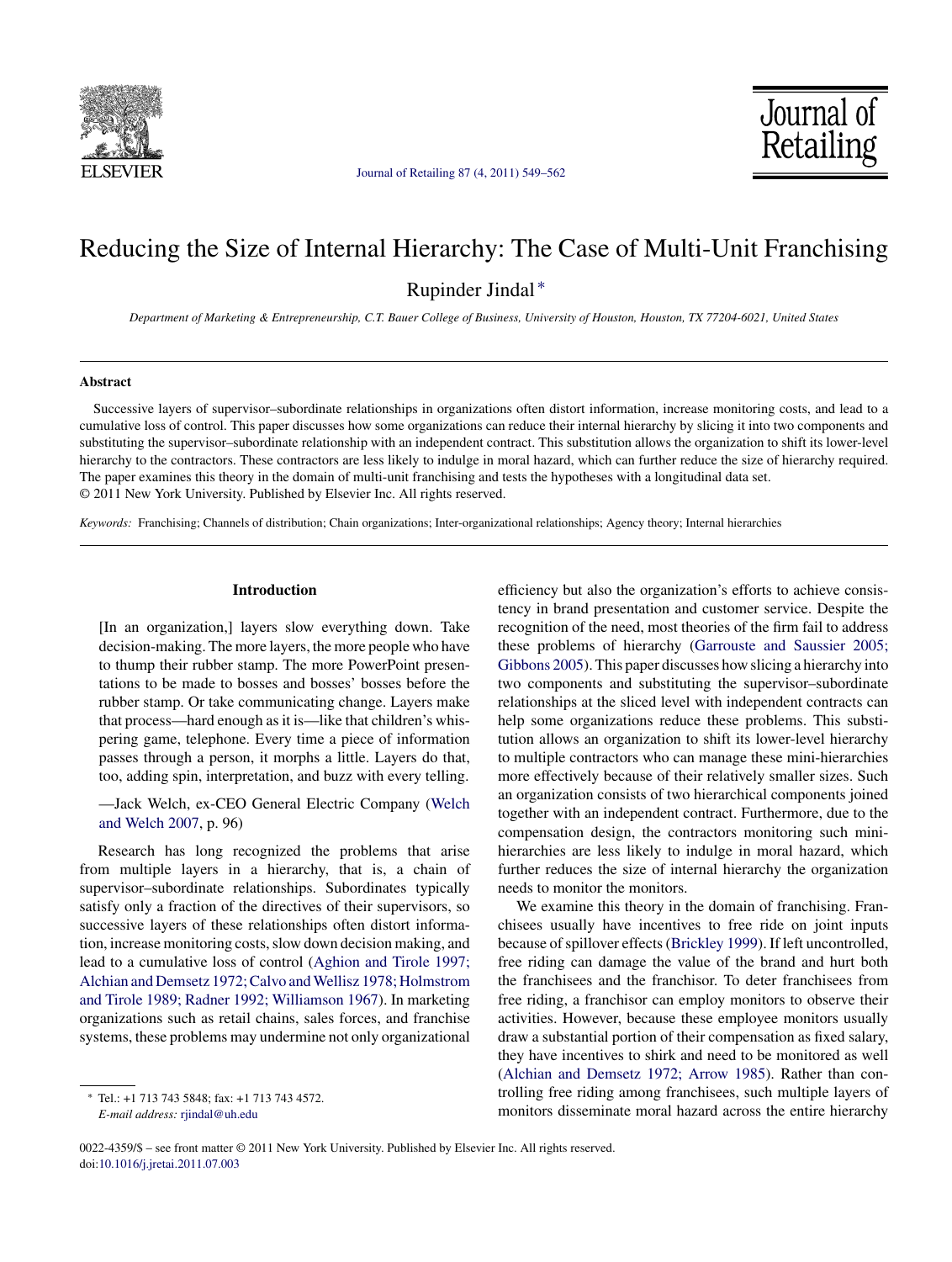# Reducing the Size of Internal Hierarchy: The Case of Multi-Unit Franchising

Rupinder Jindal *

*Department of Marketing & Entrepreneurship, C.T. Bauer College of Business, University of Houston, Houston, TX 77204-6021, United States*

## Abstract

Successive layers of supervisor–subordinate relationships in organizations often distort information, increase monitoring costs, and lead to a cumulative loss of control. This paper discusses how some organizations can reduce their internal hierarchy by slicing it into two components and substituting the supervisor–subordinate relationship with an independent contract. This substitution allows the organization to shift its lower-level hierarchy to the contractors. These contractors are less likely to indulge in moral hazard, which can further reduce the size of hierarchy required. The paper examines this theory in the domain of multi-unit franchising and tests the hypotheses with a longitudinal data set.
© 2011 New York University. Published by Elsevier Inc. All rights reserved.

*Keywords:* Franchising; Channels of distribution; Chain organizations; Inter-organizational relationships; Agency theory; Internal hierarchies

## Introduction

> [In an organization,] layers slow everything down. Take decision-making. The more layers, the more people who have to thump their rubber stamp. The more PowerPoint presentations to be made to bosses and bosses' bosses before the rubber stamp. Or take communicating change. Layers make that process—hard enough as it is—like that children's whispering game, telephone. Every time a piece of information passes through a person, it morphs a little. Layers do that, too, adding spin, interpretation, and buzz with every telling.
>
> —Jack Welch, ex-CEO General Electric Company (Welch and Welch 2007, p. 96)

Research has long recognized the problems that arise from multiple layers in a hierarchy, that is, a chain of supervisor–subordinate relationships. Subordinates typically satisfy only a fraction of the directives of their supervisors, so successive layers of these relationships often distort information, increase monitoring costs, slow down decision making, and lead to a cumulative loss of control (Aghion and Tirole 1997; Alchian and Demsetz 1972; Calvo and Wellisz 1978; Holmstrom and Tirole 1989; Radner 1992; Williamson 1967). In marketing organizations such as retail chains, sales forces, and franchise systems, these problems may undermine not only organizational efficiency but also the organization's efforts to achieve consistency in brand presentation and customer service. Despite the recognition of the need, most theories of the firm fail to address these problems of hierarchy (Garrouste and Saussier 2005; Gibbons 2005). This paper discusses how slicing a hierarchy into two components and substituting the supervisor–subordinate relationships at the sliced level with independent contracts can help some organizations reduce these problems. This substitution allows an organization to shift its lower-level hierarchy to multiple contractors who can manage these mini-hierarchies more effectively because of their relatively smaller sizes. Such an organization consists of two hierarchical components joined together with an independent contract. Furthermore, due to the compensation design, the contractors monitoring such mini-hierarchies are less likely to indulge in moral hazard, which further reduces the size of internal hierarchy the organization needs to monitor the monitors.

We examine this theory in the domain of franchising. Franchisees usually have incentives to free ride on joint inputs because of spillover effects (Brickley 1999). If left uncontrolled, free riding can damage the value of the brand and hurt both the franchisees and the franchisor. To deter franchisees from free riding, a franchisor can employ monitors to observe their activities. However, because these employee monitors usually draw a substantial portion of their compensation as fixed salary, they have incentives to shirk and need to be monitored as well (Alchian and Demsetz 1972; Arrow 1985). Rather than controlling free riding among franchisees, such multiple layers of monitors disseminate moral hazard across the entire hierarchy

\* Tel.: +1 713 743 5848; fax: +1 713 743 4572.
*E-mail address:* rjindal@uh.edu

0022-4359/$ – see front matter © 2011 New York University. Published by Elsevier Inc. All rights reserved.
doi:10.1016/j.jretai.2011.07.003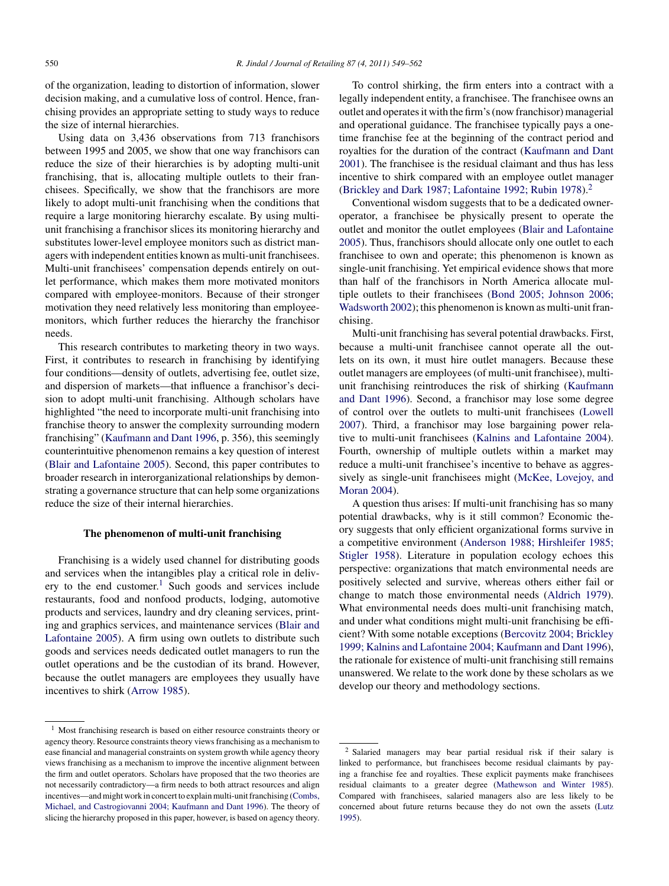of the organization, leading to distortion of information, slower decision making, and a cumulative loss of control. Hence, franchising provides an appropriate setting to study ways to reduce the size of internal hierarchies.

Using data on 3,436 observations from 713 franchisors between 1995 and 2005, we show that one way franchisors can reduce the size of their hierarchies is by adopting multi-unit franchising, that is, allocating multiple outlets to their franchisees. Specifically, we show that the franchisors are more likely to adopt multi-unit franchising when the conditions that require a large monitoring hierarchy escalate. By using multi-unit franchising a franchisor slices its monitoring hierarchy and substitutes lower-level employee monitors such as district managers with independent entities known as multi-unit franchisees. Multi-unit franchisees' compensation depends entirely on outlet performance, which makes them more motivated monitors compared with employee-monitors. Because of their stronger motivation they need relatively less monitoring than employee-monitors, which further reduces the hierarchy the franchisor needs.

This research contributes to marketing theory in two ways. First, it contributes to research in franchising by identifying four conditions—density of outlets, advertising fee, outlet size, and dispersion of markets—that influence a franchisor's decision to adopt multi-unit franchising. Although scholars have highlighted "the need to incorporate multi-unit franchising into franchise theory to answer the complexity surrounding modern franchising" (Kaufmann and Dant 1996, p. 356), this seemingly counterintuitive phenomenon remains a key question of interest (Blair and Lafontaine 2005). Second, this paper contributes to broader research in interorganizational relationships by demonstrating a governance structure that can help some organizations reduce the size of their internal hierarchies.

### The phenomenon of multi-unit franchising

Franchising is a widely used channel for distributing goods and services when the intangibles play a critical role in delivery to the end customer.[1] Such goods and services include restaurants, food and nonfood products, lodging, automotive products and services, laundry and dry cleaning services, printing and graphics services, and maintenance services (Blair and Lafontaine 2005). A firm using own outlets to distribute such goods and services needs dedicated outlet managers to run the outlet operations and be the custodian of its brand. However, because the outlet managers are employees they usually have incentives to shirk (Arrow 1985).

To control shirking, the firm enters into a contract with a legally independent entity, a franchisee. The franchisee owns an outlet and operates it with the firm's (now franchisor) managerial and operational guidance. The franchisee typically pays a one-time franchise fee at the beginning of the contract period and royalties for the duration of the contract (Kaufmann and Dant 2001). The franchisee is the residual claimant and thus has less incentive to shirk compared with an employee outlet manager (Brickley and Dark 1987; Lafontaine 1992; Rubin 1978).[2]

Conventional wisdom suggests that to be a dedicated owner-operator, a franchisee be physically present to operate the outlet and monitor the outlet employees (Blair and Lafontaine 2005). Thus, franchisors should allocate only one outlet to each franchisee to own and operate; this phenomenon is known as single-unit franchising. Yet empirical evidence shows that more than half of the franchisors in North America allocate multiple outlets to their franchisees (Bond 2005; Johnson 2006; Wadsworth 2002); this phenomenon is known as multi-unit franchising.

Multi-unit franchising has several potential drawbacks. First, because a multi-unit franchisee cannot operate all the outlets on its own, it must hire outlet managers. Because these outlet managers are employees (of multi-unit franchisee), multi-unit franchising reintroduces the risk of shirking (Kaufmann and Dant 1996). Second, a franchisor may lose some degree of control over the outlets to multi-unit franchisees (Lowell 2007). Third, a franchisor may lose bargaining power relative to multi-unit franchisees (Kalnins and Lafontaine 2004). Fourth, ownership of multiple outlets within a market may reduce a multi-unit franchisee's incentive to behave as aggressively as single-unit franchisees might (McKee, Lovejoy, and Moran 2004).

A question thus arises: If multi-unit franchising has so many potential drawbacks, why is it still common? Economic theory suggests that only efficient organizational forms survive in a competitive environment (Anderson 1988; Hirshleifer 1985; Stigler 1958). Literature in population ecology echoes this perspective: organizations that match environmental needs are positively selected and survive, whereas others either fail or change to match those environmental needs (Aldrich 1979). What environmental needs does multi-unit franchising match, and under what conditions might multi-unit franchising be efficient? With some notable exceptions (Bercovitz 2004; Brickley 1999; Kalnins and Lafontaine 2004; Kaufmann and Dant 1996), the rationale for existence of multi-unit franchising still remains unanswered. We relate to the work done by these scholars as we develop our theory and methodology sections.

---

[1] Most franchising research is based on either resource constraints theory or agency theory. Resource constraints theory views franchising as a mechanism to ease financial and managerial constraints on system growth while agency theory views franchising as a mechanism to improve the incentive alignment between the firm and outlet operators. Scholars have proposed that the two theories are not necessarily contradictory—a firm needs to both attract resources and align incentives—and might work in concert to explain multi-unit franchising (Combs, Michael, and Castrogiovanni 2004; Kaufmann and Dant 1996). The theory of slicing the hierarchy proposed in this paper, however, is based on agency theory.

[2] Salaried managers may bear partial residual risk if their salary is linked to performance, but franchisees become residual claimants by paying a franchise fee and royalties. These explicit payments make franchisees residual claimants to a greater degree (Mathewson and Winter 1985). Compared with franchisees, salaried managers also are less likely to be concerned about future returns because they do not own the assets (Lutz 1995).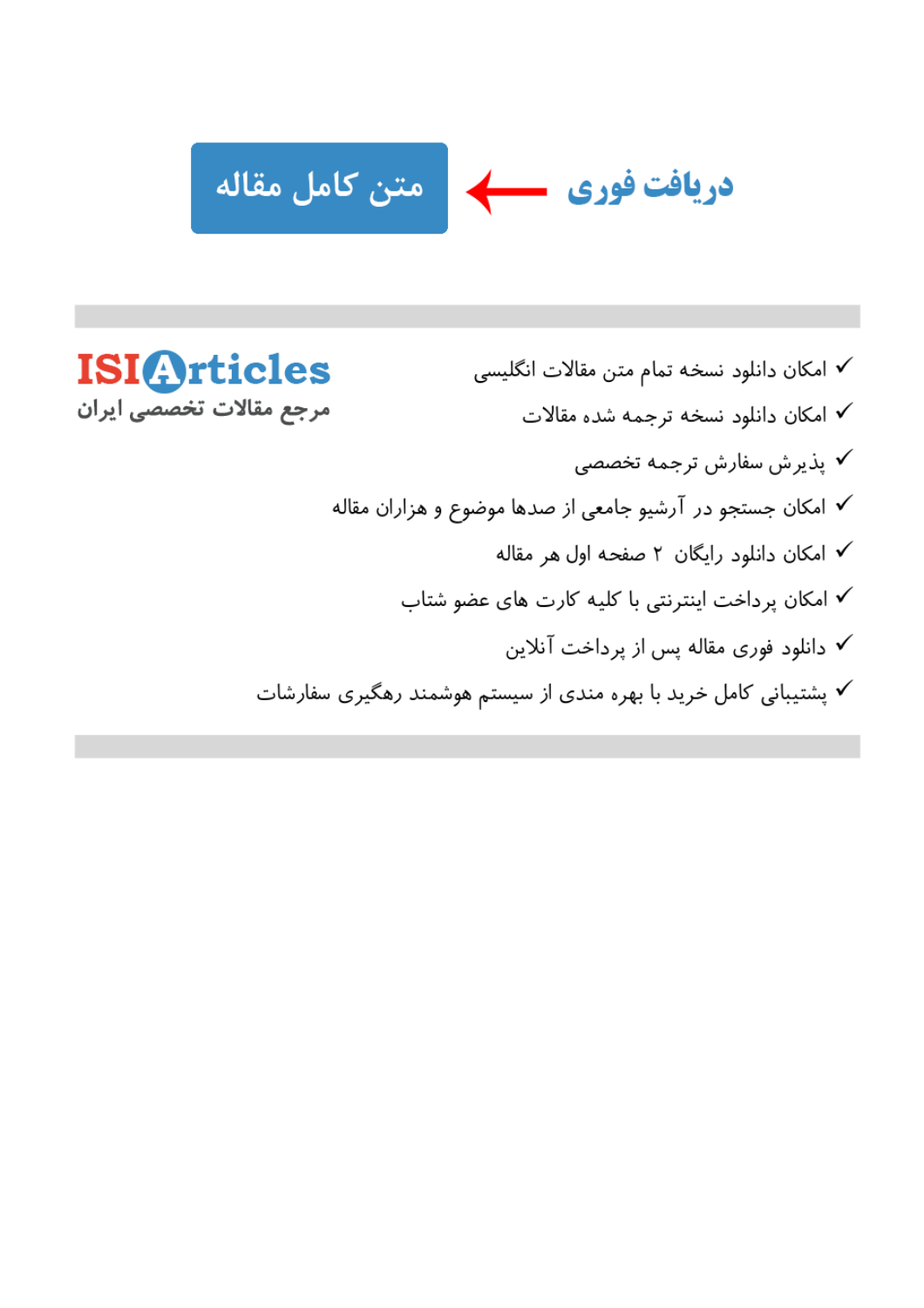دریافت فوری ← **متن کامل مقاله**

**ISIArticles**
مرجع مقالات تخصصی ایران

- ✓ امکان دانلود نسخه تمام متن مقالات انگلیسی
- ✓ امکان دانلود نسخه ترجمه شده مقالات
- ✓ پذیرش سفارش ترجمه تخصصی
- ✓ امکان جستجو در آرشیو جامعی از صدها موضوع و هزاران مقاله
- ✓ امکان دانلود رایگان ۲ صفحه اول هر مقاله
- ✓ امکان پرداخت اینترنتی با کلیه کارت های عضو شتاب
- ✓ دانلود فوری مقاله پس از پرداخت آنلاین
- ✓ پشتیبانی کامل خرید با بهره مندی از سیستم هوشمند رهگیری سفارشات